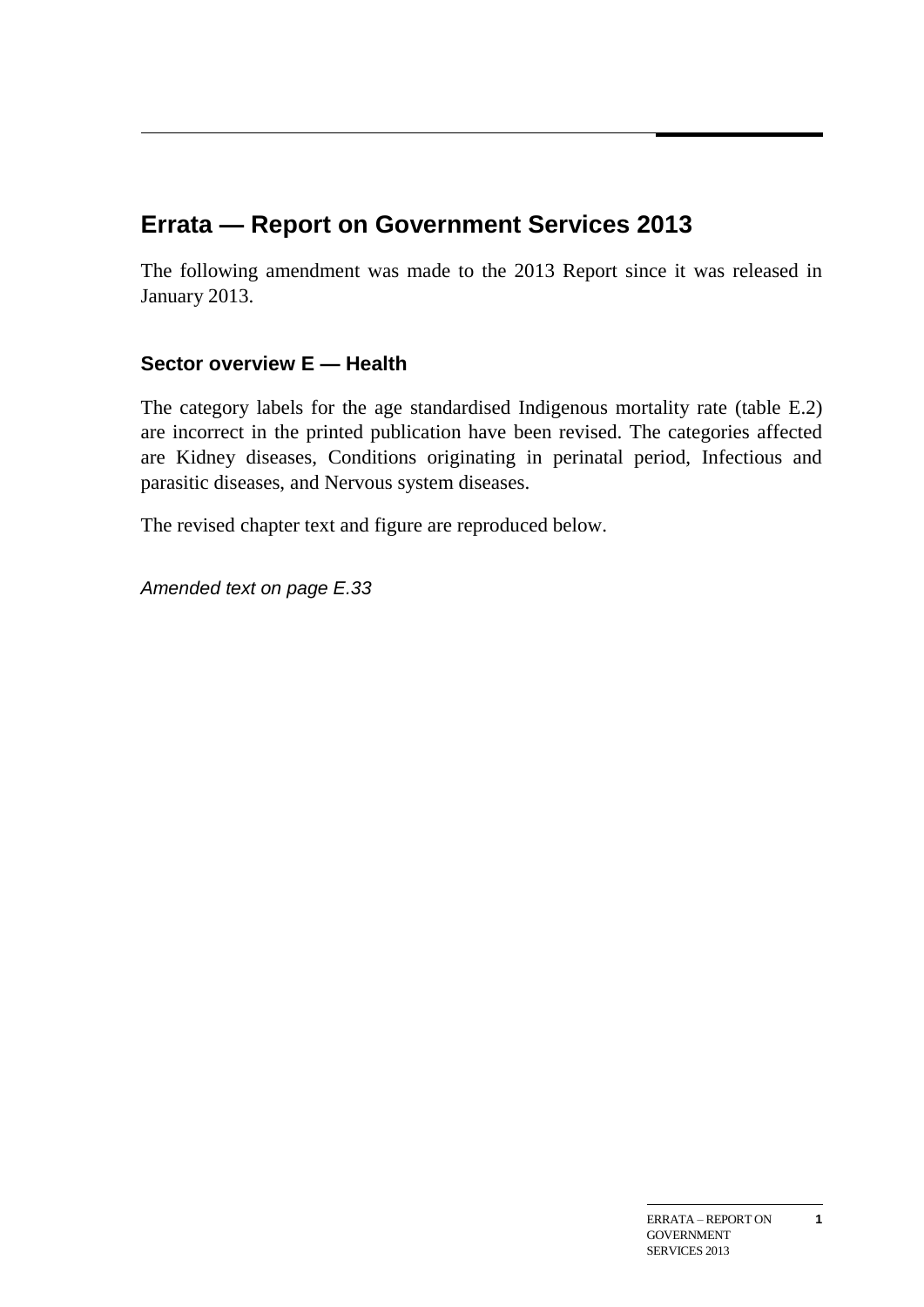# Errata — Report on Government Services 2013

The following amendment was made to the 2013 Report since it was released in January 2013.

## Sector overview E — Health

The category labels for the age standardised Indigenous mortality rate (table E.2) are incorrect in the printed publication have been revised. The categories affected are Kidney diseases, Conditions originating in perinatal period, Infectious and parasitic diseases, and Nervous system diseases.

The revised chapter text and figure are reproduced below.

*Amended text on page E.33*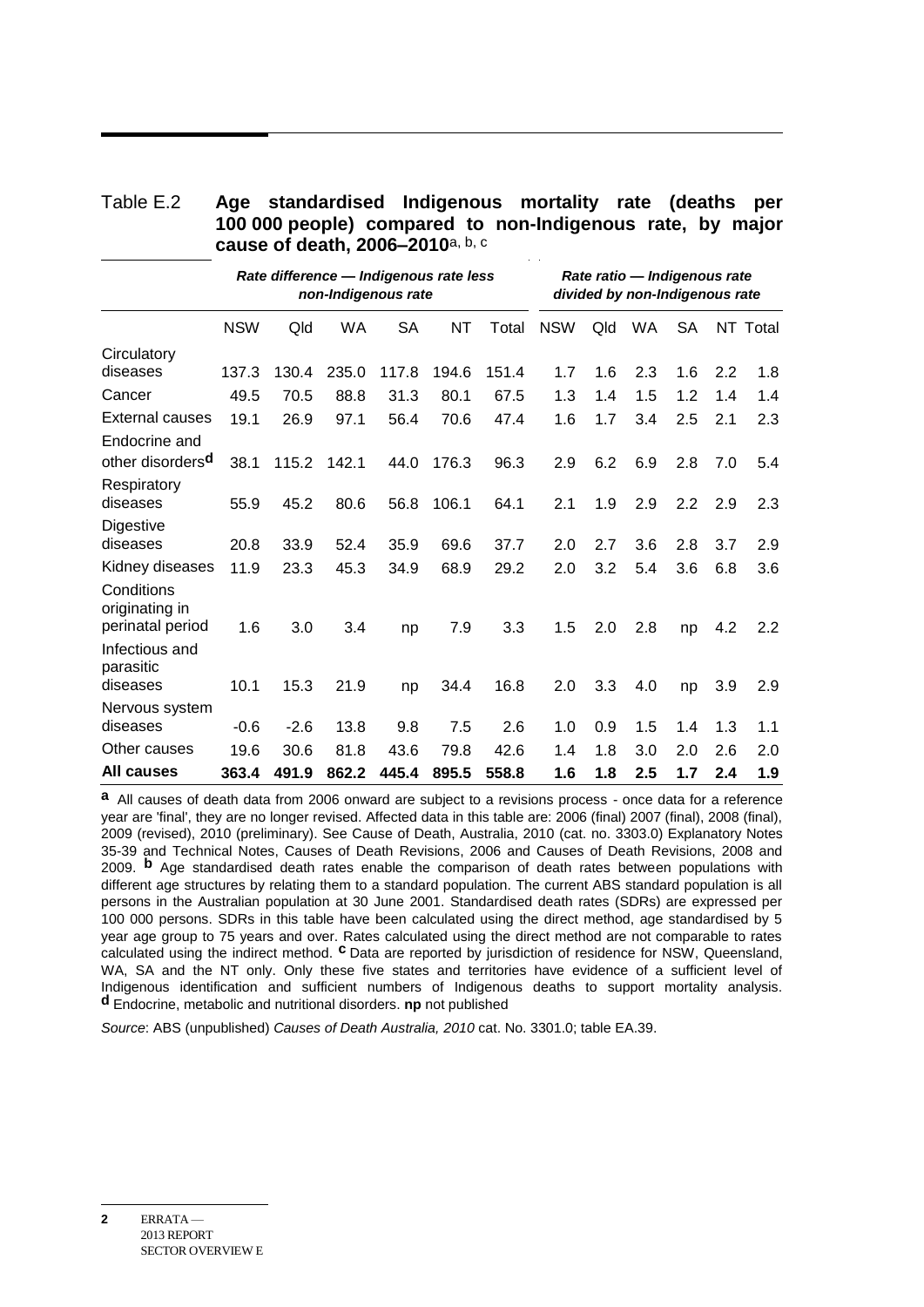Table E.2 **Age standardised Indigenous mortality rate (deaths per 100 000 people) compared to non-Indigenous rate, by major cause of death, 2006–2010**[a, b, c]

| | *Rate difference — Indigenous rate less non-Indigenous rate* | | | | | | *Rate ratio — Indigenous rate divided by non-Indigenous rate* | | | | | |
|---|---|---|---|---|---|---|---|---|---|---|---|---|
| | NSW | Qld | WA | SA | NT | Total | NSW | Qld | WA | SA | NT | Total |
| Circulatory diseases | 137.3 | 130.4 | 235.0 | 117.8 | 194.6 | 151.4 | 1.7 | 1.6 | 2.3 | 1.6 | 2.2 | 1.8 |
| Cancer | 49.5 | 70.5 | 88.8 | 31.3 | 80.1 | 67.5 | 1.3 | 1.4 | 1.5 | 1.2 | 1.4 | 1.4 |
| External causes | 19.1 | 26.9 | 97.1 | 56.4 | 70.6 | 47.4 | 1.6 | 1.7 | 3.4 | 2.5 | 2.1 | 2.3 |
| Endocrine and other disorders[d] | 38.1 | 115.2 | 142.1 | 44.0 | 176.3 | 96.3 | 2.9 | 6.2 | 6.9 | 2.8 | 7.0 | 5.4 |
| Respiratory diseases | 55.9 | 45.2 | 80.6 | 56.8 | 106.1 | 64.1 | 2.1 | 1.9 | 2.9 | 2.2 | 2.9 | 2.3 |
| Digestive diseases | 20.8 | 33.9 | 52.4 | 35.9 | 69.6 | 37.7 | 2.0 | 2.7 | 3.6 | 2.8 | 3.7 | 2.9 |
| Kidney diseases | 11.9 | 23.3 | 45.3 | 34.9 | 68.9 | 29.2 | 2.0 | 3.2 | 5.4 | 3.6 | 6.8 | 3.6 |
| Conditions originating in perinatal period | 1.6 | 3.0 | 3.4 | np | 7.9 | 3.3 | 1.5 | 2.0 | 2.8 | np | 4.2 | 2.2 |
| Infectious and parasitic diseases | 10.1 | 15.3 | 21.9 | np | 34.4 | 16.8 | 2.0 | 3.3 | 4.0 | np | 3.9 | 2.9 |
| Nervous system diseases | -0.6 | -2.6 | 13.8 | 9.8 | 7.5 | 2.6 | 1.0 | 0.9 | 1.5 | 1.4 | 1.3 | 1.1 |
| Other causes | 19.6 | 30.6 | 81.8 | 43.6 | 79.8 | 42.6 | 1.4 | 1.8 | 3.0 | 2.0 | 2.6 | 2.0 |
| **All causes** | **363.4** | **491.9** | **862.2** | **445.4** | **895.5** | **558.8** | **1.6** | **1.8** | **2.5** | **1.7** | **2.4** | **1.9** |

**a** All causes of death data from 2006 onward are subject to a revisions process - once data for a reference year are 'final', they are no longer revised. Affected data in this table are: 2006 (final) 2007 (final), 2008 (final), 2009 (revised), 2010 (preliminary). See Cause of Death, Australia, 2010 (cat. no. 3303.0) Explanatory Notes 35-39 and Technical Notes, Causes of Death Revisions, 2006 and Causes of Death Revisions, 2008 and 2009. **b** Age standardised death rates enable the comparison of death rates between populations with different age structures by relating them to a standard population. The current ABS standard population is all persons in the Australian population at 30 June 2001. Standardised death rates (SDRs) are expressed per 100 000 persons. SDRs in this table have been calculated using the direct method, age standardised by 5 year age group to 75 years and over. Rates calculated using the direct method are not comparable to rates calculated using the indirect method. **c** Data are reported by jurisdiction of residence for NSW, Queensland, WA, SA and the NT only. Only these five states and territories have evidence of a sufficient level of Indigenous identification and sufficient numbers of Indigenous deaths to support mortality analysis. **d** Endocrine, metabolic and nutritional disorders. **np** not published

*Source*: ABS (unpublished) *Causes of Death Australia, 2010* cat. No. 3301.0; table EA.39.